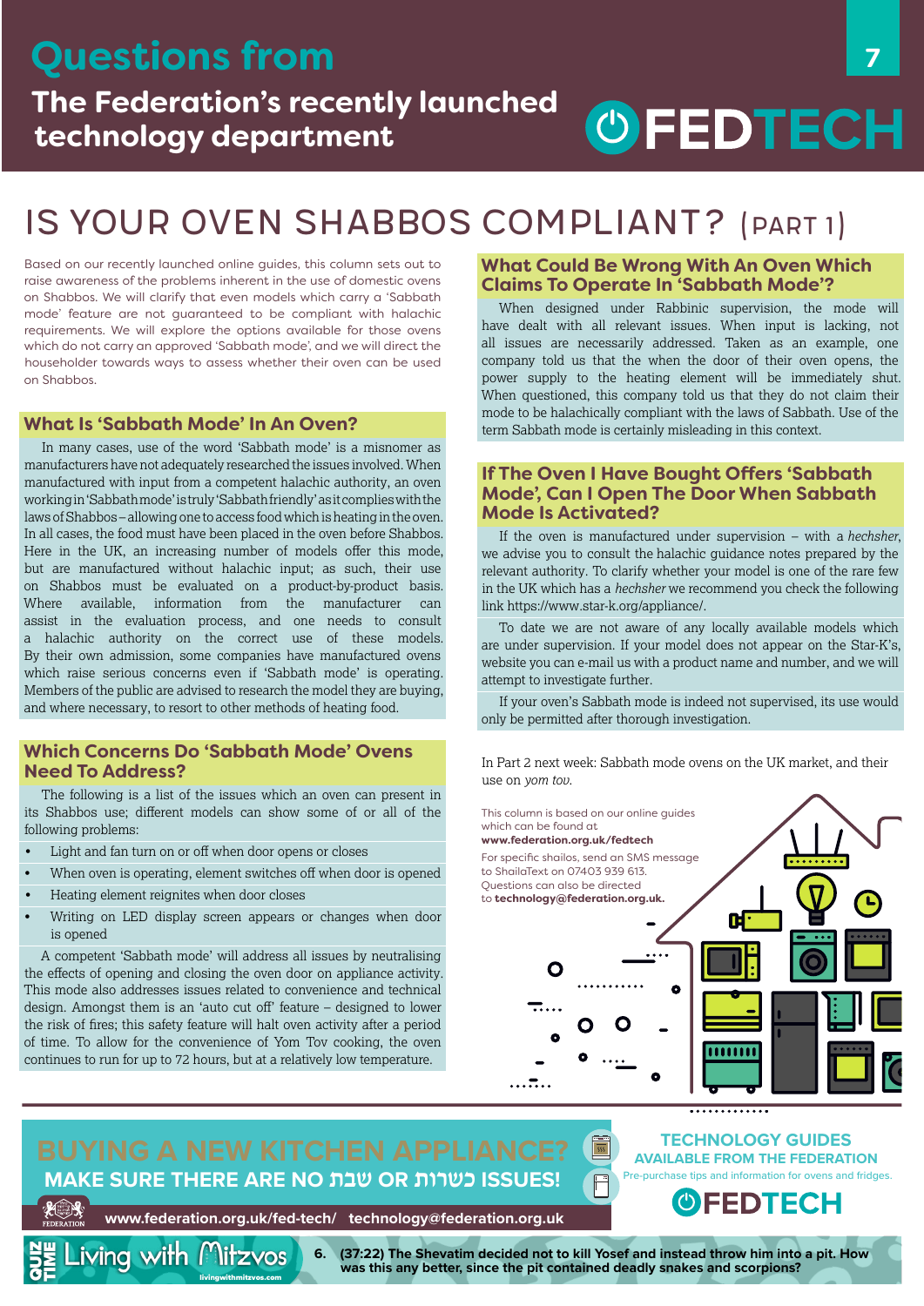# Questions from

**The Federation's recently launched technology department**

FEDTECH

# IS YOUR OVEN SHABBOS COMPLIANT? (PART 1)

Based on our recently launched online guides, this column sets out to raise awareness of the problems inherent in the use of domestic ovens on Shabbos. We will clarify that even models which carry a 'Sabbath mode' feature are not guaranteed to be compliant with halachic requirements. We will explore the options available for those ovens which do not carry an approved 'Sabbath mode', and we will direct the householder towards ways to assess whether their oven can be used on Shabbos.

## What Is 'Sabbath Mode' In An Oven?

In many cases, use of the word 'Sabbath mode' is a misnomer as manufacturers have not adequately researched the issues involved. When manufactured with input from a competent halachic authority, an oven working in 'Sabbath mode' is truly 'Sabbath friendly' as it complies with the laws of Shabbos – allowing one to access food which is heating in the oven. In all cases, the food must have been placed in the oven before Shabbos. Here in the UK, an increasing number of models offer this mode, but are manufactured without halachic input; as such, their use on Shabbos must be evaluated on a product-by-product basis. Where available, information from the manufacturer can assist in the evaluation process, and one needs to consult a halachic authority on the correct use of these models. By their own admission, some companies have manufactured ovens which raise serious concerns even if 'Sabbath mode' is operating. Members of the public are advised to research the model they are buying, and where necessary, to resort to other methods of heating food.

## Which Concerns Do 'Sabbath Mode' Ovens Need To Address?

The following is a list of the issues which an oven can present in its Shabbos use; different models can show some of or all of the following problems:

- Light and fan turn on or off when door opens or closes
- When oven is operating, element switches off when door is opened
- Heating element reignites when door closes
- Writing on LED display screen appears or changes when door is opened

A competent 'Sabbath mode' will address all issues by neutralising the effects of opening and closing the oven door on appliance activity. This mode also addresses issues related to convenience and technical design. Amongst them is an 'auto cut off' feature – designed to lower the risk of fires; this safety feature will halt oven activity after a period of time. To allow for the convenience of Yom Tov cooking, the oven continues to run for up to 72 hours, but at a relatively low temperature.

## What Could Be Wrong With An Oven Which Claims To Operate In 'Sabbath Mode'?

When designed under Rabbinic supervision, the mode will have dealt with all relevant issues. When input is lacking, not all issues are necessarily addressed. Taken as an example, one company told us that the when the door of their oven opens, the power supply to the heating element will be immediately shut. When questioned, this company told us that they do not claim their mode to be halachically compliant with the laws of Sabbath. Use of the term Sabbath mode is certainly misleading in this context.

## If The Oven I Have Bought Offers 'Sabbath Mode', Can I Open The Door When Sabbath Mode Is Activated?

If the oven is manufactured under supervision – with a *hechsher*, we advise you to consult the halachic guidance notes prepared by the relevant authority. To clarify whether your model is one of the rare few in the UK which has a *hechsher* we recommend you check the following link https://www.star-k.org/appliance/.

To date we are not aware of any locally available models which are under supervision. If your model does not appear on the Star-K's, website you can e-mail us with a product name and number, and we will attempt to investigate further.

If your oven's Sabbath mode is indeed not supervised, its use would only be permitted after thorough investigation.

In Part 2 next week: Sabbath mode ovens on the UK market, and their use on *yom tov*.

This column is based on our online guides which can be found at **www.federation.org.uk/fedtech**
For specific shailos, send an SMS message to ShailaText on 07403 939 613.
Questions can also be directed to **technology@federation.org.uk.**

**BUYING A NEW KITCHEN APPLIANCE?**
**MAKE SURE THERE ARE NO שבת OR כשרות ISSUES!**
www.federation.org.uk/fed-tech/ technology@federation.org.uk

**TECHNOLOGY GUIDES AVAILABLE FROM THE FEDERATION**
Pre-purchase tips and information for ovens and fridges.
FEDTECH

QUIZ TIME — Living with Mitzvos — livingwithmitzvos.com

**6. (37:22) The Shevatim decided not to kill Yosef and instead threw him into a pit. How was this any better, since the pit contained deadly snakes and scorpions?**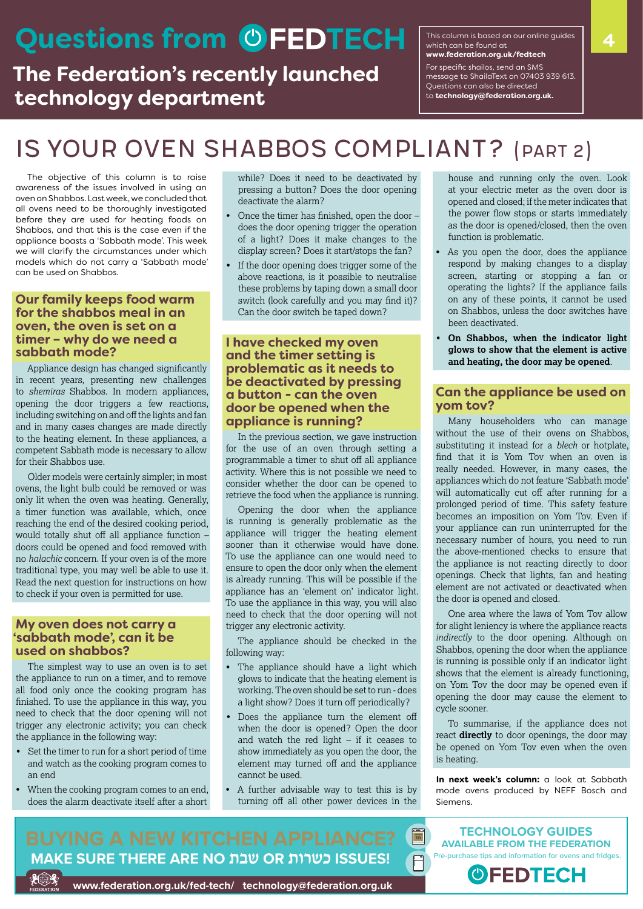# Questions from FEDTECH

## The Federation's recently launched technology department

This column is based on our online guides which can be found at **www.federation.org.uk/fedtech**

For specific shailos, send an SMS message to ShailaText on 07403 939 613. Questions can also be directed to **technology@federation.org.uk.**

# IS YOUR OVEN SHABBOS COMPLIANT? (PART 2)

The objective of this column is to raise awareness of the issues involved in using an oven on Shabbos. Last week, we concluded that all ovens need to be thoroughly investigated before they are used for heating foods on Shabbos, and that this is the case even if the appliance boasts a 'Sabbath mode'. This week we will clarify the circumstances under which models which do not carry a 'Sabbath mode' can be used on Shabbos.

### Our family keeps food warm for the shabbos meal in an oven, the oven is set on a timer – why do we need a sabbath mode?

Appliance design has changed significantly in recent years, presenting new challenges to *shemiras* Shabbos. In modern appliances, opening the door triggers a few reactions, including switching on and off the lights and fan and in many cases changes are made directly to the heating element. In these appliances, a competent Sabbath mode is necessary to allow for their Shabbos use.

Older models were certainly simpler; in most ovens, the light bulb could be removed or was only lit when the oven was heating. Generally, a timer function was available, which, once reaching the end of the desired cooking period, would totally shut off all appliance function – doors could be opened and food removed with no *halachic* concern. If your oven is of the more traditional type, you may well be able to use it. Read the next question for instructions on how to check if your oven is permitted for use.

### My oven does not carry a 'sabbath mode', can it be used on shabbos?

The simplest way to use an oven is to set the appliance to run on a timer, and to remove all food only once the cooking program has finished. To use the appliance in this way, you need to check that the door opening will not trigger any electronic activity; you can check the appliance in the following way:

- Set the timer to run for a short period of time and watch as the cooking program comes to an end
- When the cooking program comes to an end, does the alarm deactivate itself after a short while? Does it need to be deactivated by pressing a button? Does the door opening deactivate the alarm?
- Once the timer has finished, open the door – does the door opening trigger the operation of a light? Does it make changes to the display screen? Does it start/stops the fan?
- If the door opening does trigger some of the above reactions, is it possible to neutralise these problems by taping down a small door switch (look carefully and you may find it)? Can the door switch be taped down?

### I have checked my oven and the timer setting is problematic as it needs to be deactivated by pressing a button - can the oven door be opened when the appliance is running?

In the previous section, we gave instruction for the use of an oven through setting a programmable a timer to shut off all appliance activity. Where this is not possible we need to consider whether the door can be opened to retrieve the food when the appliance is running.

Opening the door when the appliance is running is generally problematic as the appliance will trigger the heating element sooner than it otherwise would have done. To use the appliance can one would need to ensure to open the door only when the element is already running. This will be possible if the appliance has an 'element on' indicator light. To use the appliance in this way, you will also need to check that the door opening will not trigger any electronic activity.

The appliance should be checked in the following way:

- The appliance should have a light which glows to indicate that the heating element is working. The oven should be set to run - does a light show? Does it turn off periodically?
- Does the appliance turn the element off when the door is opened? Open the door and watch the red light – if it ceases to show immediately as you open the door, the element may turned off and the appliance cannot be used.
- A further advisable way to test this is by turning off all other power devices in the house and running only the oven. Look at your electric meter as the oven door is opened and closed; if the meter indicates that the power flow stops or starts immediately as the door is opened/closed, then the oven function is problematic.
- As you open the door, does the appliance respond by making changes to a display screen, starting or stopping a fan or operating the lights? If the appliance fails on any of these points, it cannot be used on Shabbos, unless the door switches have been deactivated.
- **On Shabbos, when the indicator light glows to show that the element is active and heating, the door may be opened**.

### Can the appliance be used on yom tov?

Many householders who can manage without the use of their ovens on Shabbos, substituting it instead for a *blech* or hotplate, find that it is Yom Tov when an oven is really needed. However, in many cases, the appliances which do not feature 'Sabbath mode' will automatically cut off after running for a prolonged period of time. This safety feature becomes an imposition on Yom Tov. Even if your appliance can run uninterrupted for the necessary number of hours, you need to run the above-mentioned checks to ensure that the appliance is not reacting directly to door openings. Check that lights, fan and heating element are not activated or deactivated when the door is opened and closed.

One area where the laws of Yom Tov allow for slight leniency is where the appliance reacts *indirectly* to the door opening. Although on Shabbos, opening the door when the appliance is running is possible only if an indicator light shows that the element is already functioning, on Yom Tov the door may be opened even if opening the door may cause the element to cycle sooner.

To summarise, if the appliance does not react **directly** to door openings, the door may be opened on Yom Tov even when the oven is heating.

**In next week's column:** a look at Sabbath mode ovens produced by NEFF Bosch and Siemens.

---

**BUYING A NEW KITCHEN APPLIANCE?**

**MAKE SURE THERE ARE NO שבת OR כשרות ISSUES!**

www.federation.org.uk/fed-tech/ technology@federation.org.uk

**TECHNOLOGY GUIDES AVAILABLE FROM THE FEDERATION**

Pre-purchase tips and information for ovens and fridges.

FEDTECH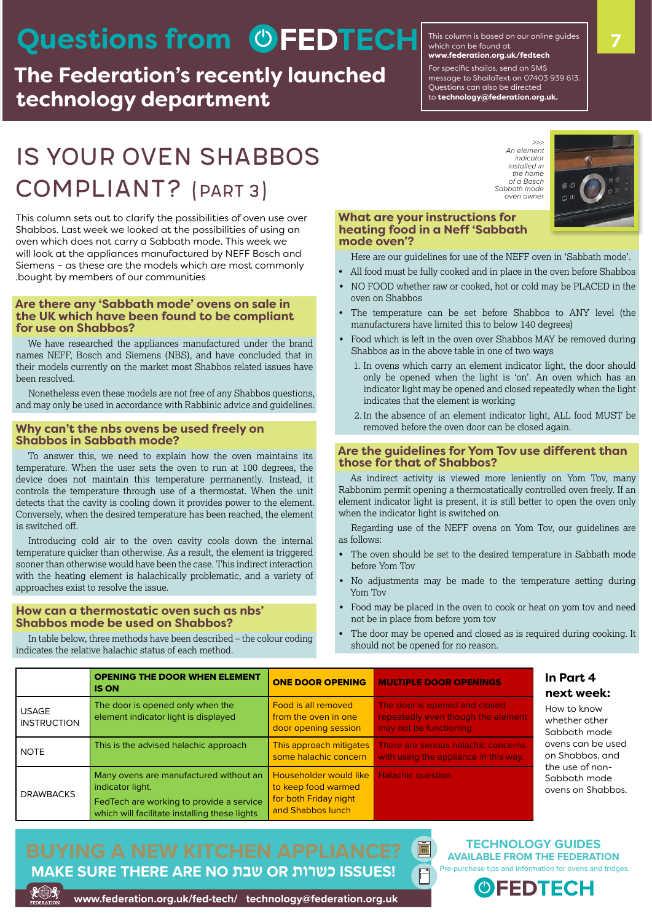# Questions from FEDTECH

## The Federation's recently launched technology department

This column is based on our online guides which can be found at **www.federation.org.uk/fedtech**

For specific shailos, send an SMS message to ShailaText on 07403 939 613. Questions can also be directed to **technology@federation.org.uk.**

# IS YOUR OVEN SHABBOS COMPLIANT? (PART 3)

This column sets out to clarify the possibilities of oven use over Shabbos. Last week we looked at the possibilities of using an oven which does not carry a Sabbath mode. This week we will look at the appliances manufactured by NEFF Bosch and Siemens – as these are the models which are most commonly .bought by members of our communities

### Are there any 'Sabbath mode' ovens on sale in the UK which have been found to be compliant for use on Shabbos?

We have researched the appliances manufactured under the brand names NEFF, Bosch and Siemens (NBS), and have concluded that in their models currently on the market most Shabbos related issues have been resolved.

Nonetheless even these models are not free of any Shabbos questions, and may only be used in accordance with Rabbinic advice and guidelines.

### Why can't the nbs ovens be used freely on Shabbos in Sabbath mode?

To answer this, we need to explain how the oven maintains its temperature. When the user sets the oven to run at 100 degrees, the device does not maintain this temperature permanently. Instead, it controls the temperature through use of a thermostat. When the unit detects that the cavity is cooling down it provides power to the element. Conversely, when the desired temperature has been reached, the element is switched off.

Introducing cold air to the oven cavity cools down the internal temperature quicker than otherwise. As a result, the element is triggered sooner than otherwise would have been the case. This indirect interaction with the heating element is halachically problematic, and a variety of approaches exist to resolve the issue.

### How can a thermostatic oven such as nbs' Shabbos mode be used on Shabbos?

In table below, three methods have been described – the colour coding indicates the relative halachic status of each method.

>>> An element indicator installed in the home of a Bosch Sabbath mode oven owner

### What are your instructions for heating food in a Neff 'Sabbath mode oven'?

Here are our guidelines for use of the NEFF oven in 'Sabbath mode'.

- All food must be fully cooked and in place in the oven before Shabbos
- NO FOOD whether raw or cooked, hot or cold may be PLACED in the oven on Shabbos
- The temperature can be set before Shabbos to ANY level (the manufacturers have limited this to below 140 degrees)
- Food which is left in the oven over Shabbos MAY be removed during Shabbos as in the above table in one of two ways
  1. In ovens which carry an element indicator light, the door should only be opened when the light is 'on'. An oven which has an indicator light may be opened and closed repeatedly when the light indicates that the element is working
  2. In the absence of an element indicator light, ALL food MUST be removed before the oven door can be closed again.

### Are the guidelines for Yom Tov use different than those for that of Shabbos?

As indirect activity is viewed more leniently on Yom Tov, many Rabbonim permit opening a thermostatically controlled oven freely. If an element indicator light is present, it is still better to open the oven only when the indicator light is switched on.

Regarding use of the NEFF ovens on Yom Tov, our guidelines are as follows:

- The oven should be set to the desired temperature in Sabbath mode before Yom Tov
- No adjustments may be made to the temperature setting during Yom Tov
- Food may be placed in the oven to cook or heat on yom tov and need not be in place from before yom tov
- The door may be opened and closed as is required during cooking. It should not be opened for no reason.

| | OPENING THE DOOR WHEN ELEMENT IS ON | ONE DOOR OPENING | MULTIPLE DOOR OPENINGS |
|---|---|---|---|
| USAGE INSTRUCTION | The door is opened only when the element indicator light is displayed | Food is all removed from the oven in one door opening session | The door is opened and closed repeatedly even though the element may not be functioning |
| NOTE | This is the advised halachic approach | This approach mitigates some halachic concern | There are serious halachic concerns with using the appliance in this way |
| DRAWBACKS | Many ovens are manufactured without an indicator light.<br>FedTech are working to provide a service which will facilitate installing these lights | Householder would like to keep food warmed for both Friday night and Shabbos lunch | Halachic question |

**In Part 4 next week:**

How to know whether other Sabbath mode ovens can be used on Shabbos, and the use of non-Sabbath mode ovens on Shabbos.

**BUYING A NEW KITCHEN APPLIANCE?**

**MAKE SURE THERE ARE NO שבת OR כשרות ISSUES!**

www.federation.org.uk/fed-tech/ technology@federation.org.uk

**TECHNOLOGY GUIDES AVAILABLE FROM THE FEDERATION**

Pre-purchase tips and information for ovens and fridges.

FEDTECH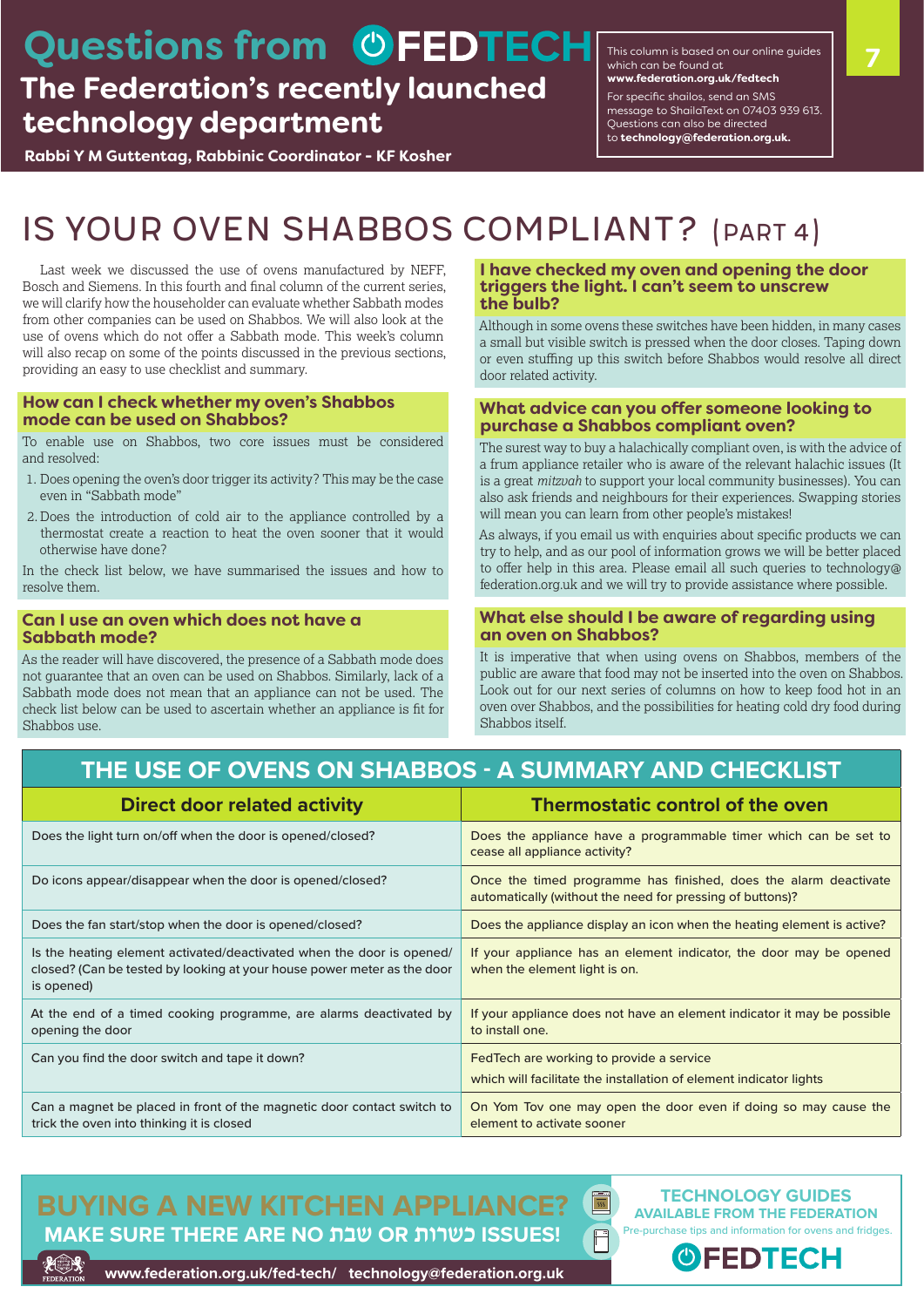# Questions from FEDTECH

## The Federation's recently launched technology department

**Rabbi Y M Guttentag, Rabbinic Coordinator - KF Kosher**

This column is based on our online guides which can be found at **www.federation.org.uk/fedtech**

For specific shailos, send an SMS message to ShailaText on 07403 939 613. Questions can also be directed to **technology@federation.org.uk.**

# IS YOUR OVEN SHABBOS COMPLIANT? (PART 4)

Last week we discussed the use of ovens manufactured by NEFF, Bosch and Siemens. In this fourth and final column of the current series, we will clarify how the householder can evaluate whether Sabbath modes from other companies can be used on Shabbos. We will also look at the use of ovens which do not offer a Sabbath mode. This week's column will also recap on some of the points discussed in the previous sections, providing an easy to use checklist and summary.

### How can I check whether my oven's Shabbos mode can be used on Shabbos?

To enable use on Shabbos, two core issues must be considered and resolved:

1. Does opening the oven's door trigger its activity? This may be the case even in "Sabbath mode"
2. Does the introduction of cold air to the appliance controlled by a thermostat create a reaction to heat the oven sooner that it would otherwise have done?

In the check list below, we have summarised the issues and how to resolve them.

### Can I use an oven which does not have a Sabbath mode?

As the reader will have discovered, the presence of a Sabbath mode does not guarantee that an oven can be used on Shabbos. Similarly, lack of a Sabbath mode does not mean that an appliance can not be used. The check list below can be used to ascertain whether an appliance is fit for Shabbos use.

### I have checked my oven and opening the door triggers the light. I can't seem to unscrew the bulb?

Although in some ovens these switches have been hidden, in many cases a small but visible switch is pressed when the door closes. Taping down or even stuffing up this switch before Shabbos would resolve all direct door related activity.

### What advice can you offer someone looking to purchase a Shabbos compliant oven?

The surest way to buy a halachically compliant oven, is with the advice of a frum appliance retailer who is aware of the relevant halachic issues (It is a great *mitzvah* to support your local community businesses). You can also ask friends and neighbours for their experiences. Swapping stories will mean you can learn from other people's mistakes!

As always, if you email us with enquiries about specific products we can try to help, and as our pool of information grows we will be better placed to offer help in this area. Please email all such queries to technology@federation.org.uk and we will try to provide assistance where possible.

### What else should I be aware of regarding using an oven on Shabbos?

It is imperative that when using ovens on Shabbos, members of the public are aware that food may not be inserted into the oven on Shabbos. Look out for our next series of columns on how to keep food hot in an oven over Shabbos, and the possibilities for heating cold dry food during Shabbos itself.

## THE USE OF OVENS ON SHABBOS - A SUMMARY AND CHECKLIST

| Direct door related activity | Thermostatic control of the oven |
|---|---|
| Does the light turn on/off when the door is opened/closed? | Does the appliance have a programmable timer which can be set to cease all appliance activity? |
| Do icons appear/disappear when the door is opened/closed? | Once the timed programme has finished, does the alarm deactivate automatically (without the need for pressing of buttons)? |
| Does the fan start/stop when the door is opened/closed? | Does the appliance display an icon when the heating element is active? |
| Is the heating element activated/deactivated when the door is opened/closed? (Can be tested by looking at your house power meter as the door is opened) | If your appliance has an element indicator, the door may be opened when the element light is on. |
| At the end of a timed cooking programme, are alarms deactivated by opening the door | If your appliance does not have an element indicator it may be possible to install one. |
| Can you find the door switch and tape it down? | FedTech are working to provide a service which will facilitate the installation of element indicator lights |
| Can a magnet be placed in front of the magnetic door contact switch to trick the oven into thinking it is closed | On Yom Tov one may open the door even if doing so may cause the element to activate sooner |

**BUYING A NEW KITCHEN APPLIANCE?**

**MAKE SURE THERE ARE NO שבת OR כשרות ISSUES!**

www.federation.org.uk/fed-tech/ technology@federation.org.uk

**TECHNOLOGY GUIDES AVAILABLE FROM THE FEDERATION**

Pre-purchase tips and information for ovens and fridges.

FEDTECH